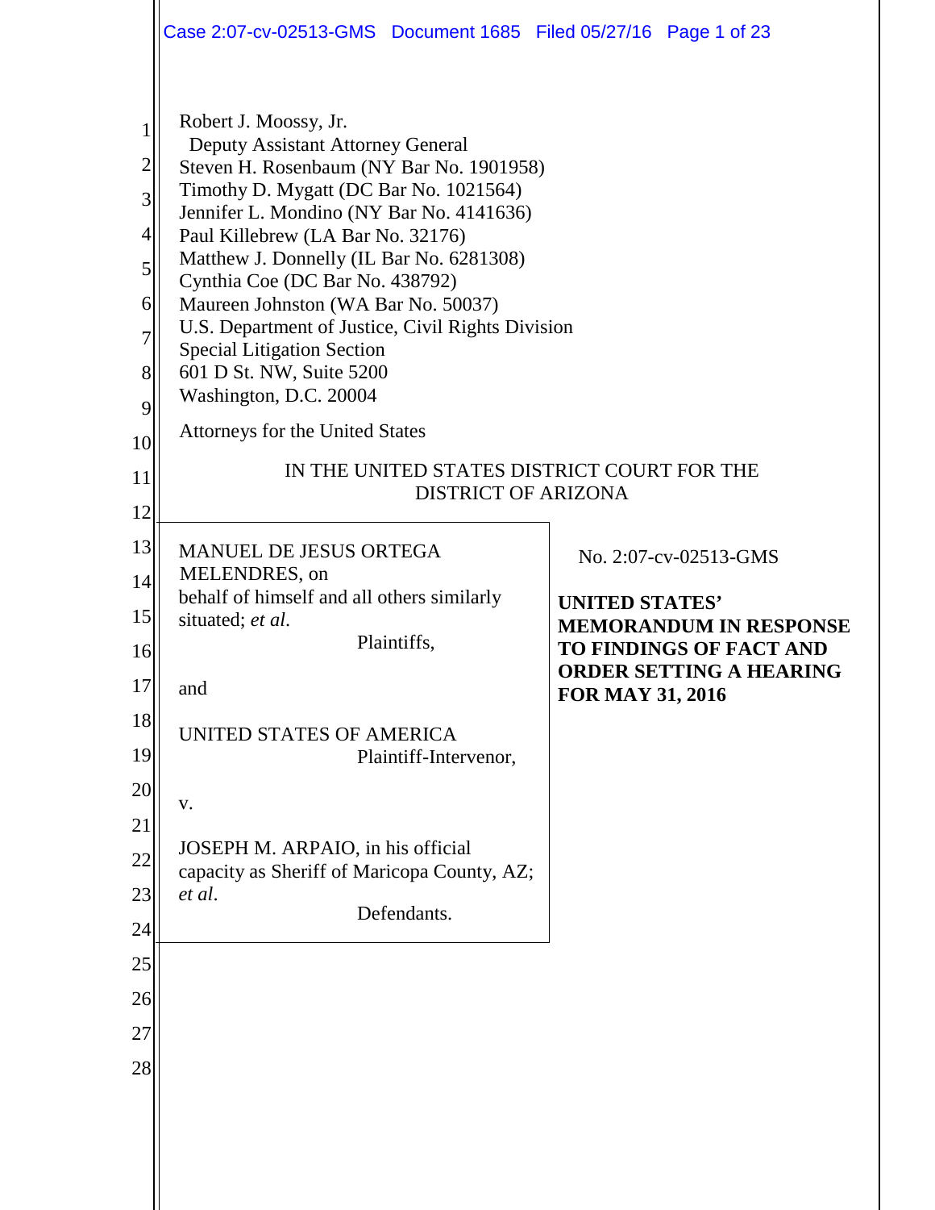Robert J. Moossy, Jr.
Deputy Assistant Attorney General
Steven H. Rosenbaum (NY Bar No. 1901958)
Timothy D. Mygatt (DC Bar No. 1021564)
Jennifer L. Mondino (NY Bar No. 4141636)
Paul Killebrew (LA Bar No. 32176)
Matthew J. Donnelly (IL Bar No. 6281308)
Cynthia Coe (DC Bar No. 438792)
Maureen Johnston (WA Bar No. 50037)
U.S. Department of Justice, Civil Rights Division
Special Litigation Section
601 D St. NW, Suite 5200
Washington, D.C. 20004

Attorneys for the United States

IN THE UNITED STATES DISTRICT COURT FOR THE
DISTRICT OF ARIZONA

MANUEL DE JESUS ORTEGA MELENDRES, on behalf of himself and all others similarly situated; *et al*.

Plaintiffs,

and

UNITED STATES OF AMERICA

Plaintiff-Intervenor,

v.

JOSEPH M. ARPAIO, in his official capacity as Sheriff of Maricopa County, AZ; *et al*.

Defendants.

No. 2:07-cv-02513-GMS

**UNITED STATES' MEMORANDUM IN RESPONSE TO FINDINGS OF FACT AND ORDER SETTING A HEARING FOR MAY 31, 2016**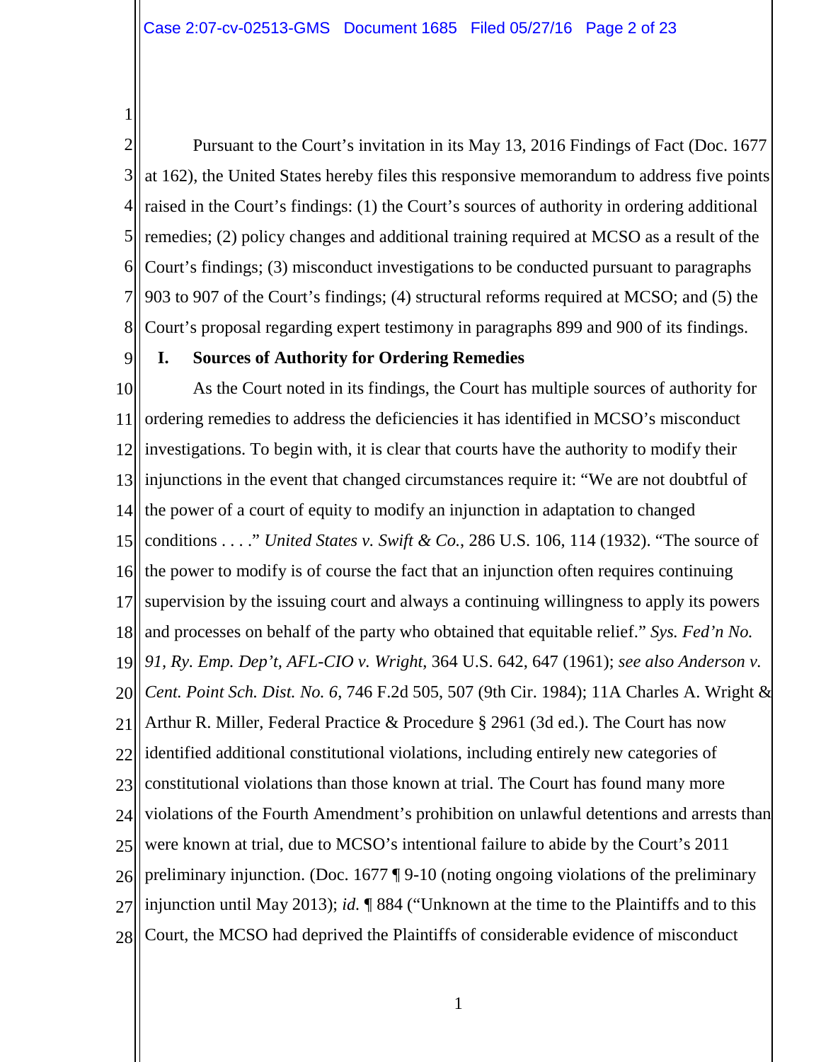Pursuant to the Court's invitation in its May 13, 2016 Findings of Fact (Doc. 1677 at 162), the United States hereby files this responsive memorandum to address five points raised in the Court's findings: (1) the Court's sources of authority in ordering additional remedies; (2) policy changes and additional training required at MCSO as a result of the Court's findings; (3) misconduct investigations to be conducted pursuant to paragraphs 903 to 907 of the Court's findings; (4) structural reforms required at MCSO; and (5) the Court's proposal regarding expert testimony in paragraphs 899 and 900 of its findings.

## I. Sources of Authority for Ordering Remedies

As the Court noted in its findings, the Court has multiple sources of authority for ordering remedies to address the deficiencies it has identified in MCSO's misconduct investigations. To begin with, it is clear that courts have the authority to modify their injunctions in the event that changed circumstances require it: "We are not doubtful of the power of a court of equity to modify an injunction in adaptation to changed conditions . . . ." *United States v. Swift & Co.*, 286 U.S. 106, 114 (1932). "The source of the power to modify is of course the fact that an injunction often requires continuing supervision by the issuing court and always a continuing willingness to apply its powers and processes on behalf of the party who obtained that equitable relief." *Sys. Fed'n No. 91, Ry. Emp. Dep't, AFL-CIO v. Wright*, 364 U.S. 642, 647 (1961); *see also Anderson v. Cent. Point Sch. Dist. No. 6*, 746 F.2d 505, 507 (9th Cir. 1984); 11A Charles A. Wright & Arthur R. Miller, Federal Practice & Procedure § 2961 (3d ed.). The Court has now identified additional constitutional violations, including entirely new categories of constitutional violations than those known at trial. The Court has found many more violations of the Fourth Amendment's prohibition on unlawful detentions and arrests than were known at trial, due to MCSO's intentional failure to abide by the Court's 2011 preliminary injunction. (Doc. 1677 ¶ 9-10 (noting ongoing violations of the preliminary injunction until May 2013); *id.* ¶ 884 ("Unknown at the time to the Plaintiffs and to this Court, the MCSO had deprived the Plaintiffs of considerable evidence of misconduct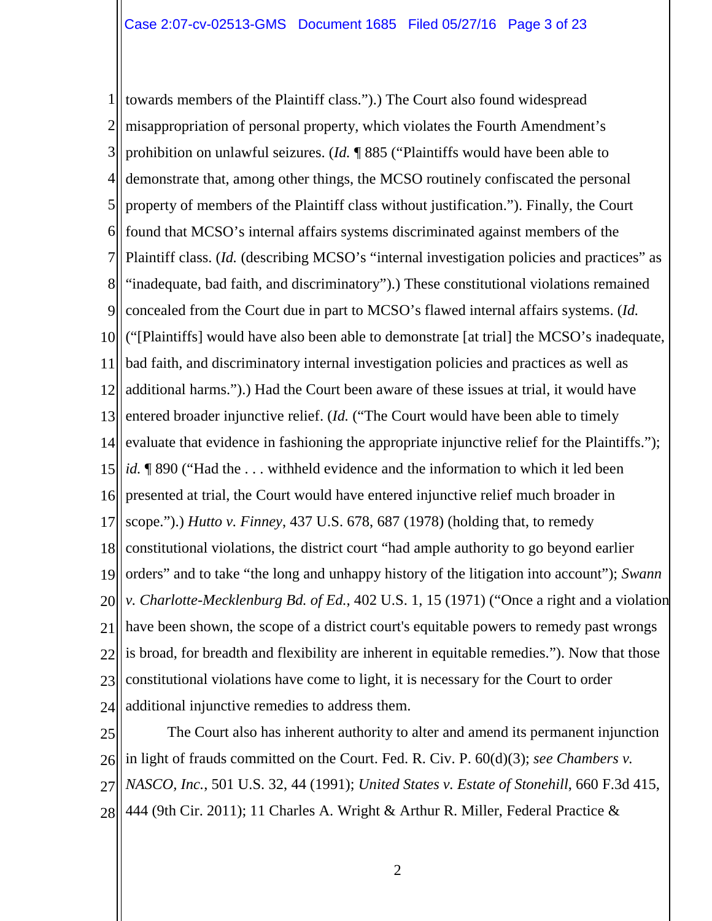towards members of the Plaintiff class.").) The Court also found widespread misappropriation of personal property, which violates the Fourth Amendment's prohibition on unlawful seizures. (*Id.* ¶ 885 ("Plaintiffs would have been able to demonstrate that, among other things, the MCSO routinely confiscated the personal property of members of the Plaintiff class without justification."). Finally, the Court found that MCSO's internal affairs systems discriminated against members of the Plaintiff class. (*Id.* (describing MCSO's "internal investigation policies and practices" as "inadequate, bad faith, and discriminatory").) These constitutional violations remained concealed from the Court due in part to MCSO's flawed internal affairs systems. (*Id.* ("[Plaintiffs] would have also been able to demonstrate [at trial] the MCSO's inadequate, bad faith, and discriminatory internal investigation policies and practices as well as additional harms.").) Had the Court been aware of these issues at trial, it would have entered broader injunctive relief. (*Id.* ("The Court would have been able to timely evaluate that evidence in fashioning the appropriate injunctive relief for the Plaintiffs."); *id.* ¶ 890 ("Had the . . . withheld evidence and the information to which it led been presented at trial, the Court would have entered injunctive relief much broader in scope.").) *Hutto v. Finney*, 437 U.S. 678, 687 (1978) (holding that, to remedy constitutional violations, the district court "had ample authority to go beyond earlier orders" and to take "the long and unhappy history of the litigation into account"); *Swann v. Charlotte-Mecklenburg Bd. of Ed.*, 402 U.S. 1, 15 (1971) ("Once a right and a violation have been shown, the scope of a district court's equitable powers to remedy past wrongs is broad, for breadth and flexibility are inherent in equitable remedies."). Now that those constitutional violations have come to light, it is necessary for the Court to order additional injunctive remedies to address them.

The Court also has inherent authority to alter and amend its permanent injunction in light of frauds committed on the Court. Fed. R. Civ. P. 60(d)(3); *see Chambers v. NASCO, Inc.*, 501 U.S. 32, 44 (1991); *United States v. Estate of Stonehill*, 660 F.3d 415, 444 (9th Cir. 2011); 11 Charles A. Wright & Arthur R. Miller, Federal Practice &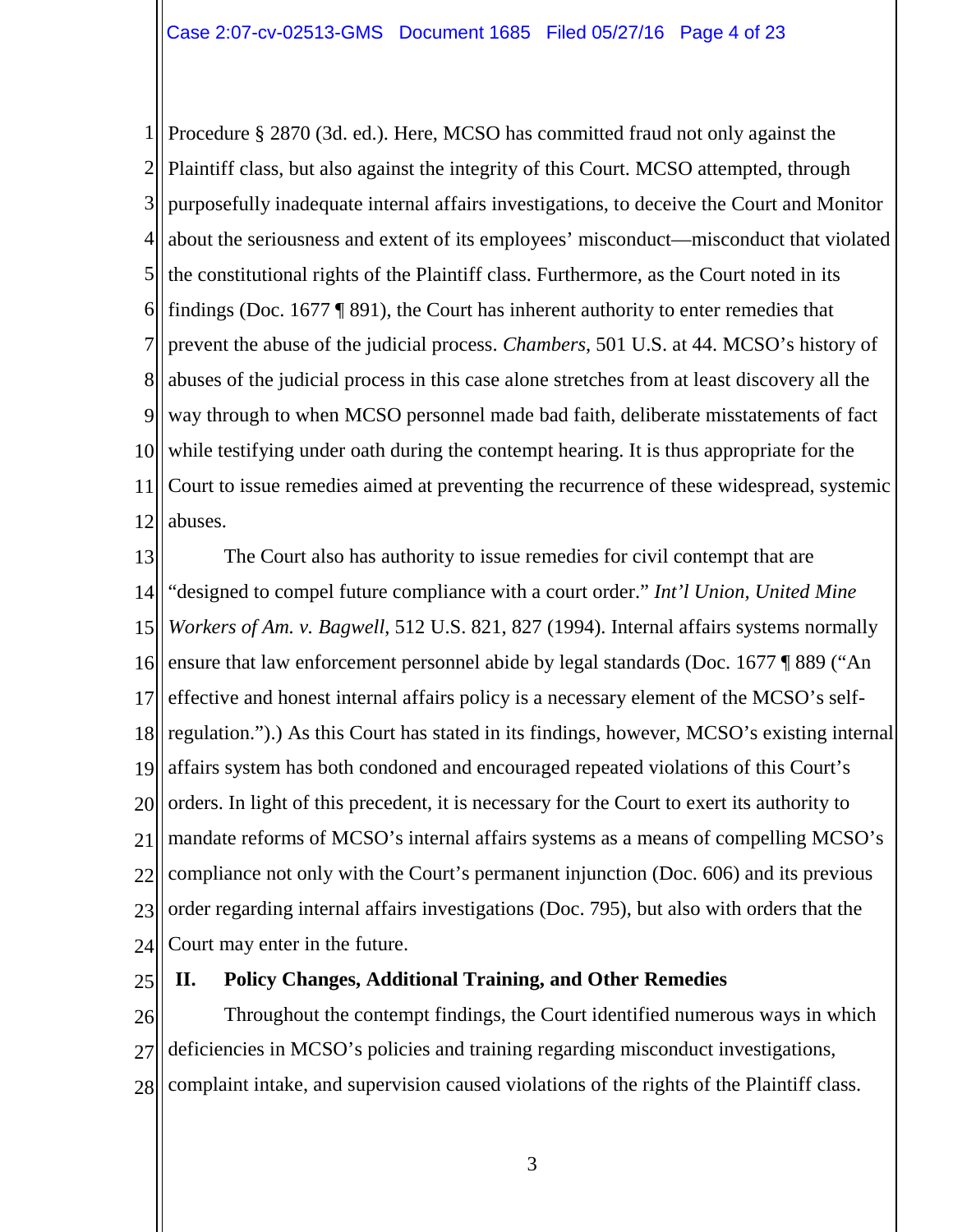Procedure § 2870 (3d. ed.). Here, MCSO has committed fraud not only against the Plaintiff class, but also against the integrity of this Court. MCSO attempted, through purposefully inadequate internal affairs investigations, to deceive the Court and Monitor about the seriousness and extent of its employees' misconduct—misconduct that violated the constitutional rights of the Plaintiff class. Furthermore, as the Court noted in its findings (Doc. 1677 ¶ 891), the Court has inherent authority to enter remedies that prevent the abuse of the judicial process. *Chambers*, 501 U.S. at 44. MCSO's history of abuses of the judicial process in this case alone stretches from at least discovery all the way through to when MCSO personnel made bad faith, deliberate misstatements of fact while testifying under oath during the contempt hearing. It is thus appropriate for the Court to issue remedies aimed at preventing the recurrence of these widespread, systemic abuses.

The Court also has authority to issue remedies for civil contempt that are "designed to compel future compliance with a court order." *Int'l Union, United Mine Workers of Am. v. Bagwell*, 512 U.S. 821, 827 (1994). Internal affairs systems normally ensure that law enforcement personnel abide by legal standards (Doc. 1677 ¶ 889 ("An effective and honest internal affairs policy is a necessary element of the MCSO's self-regulation.").) As this Court has stated in its findings, however, MCSO's existing internal affairs system has both condoned and encouraged repeated violations of this Court's orders. In light of this precedent, it is necessary for the Court to exert its authority to mandate reforms of MCSO's internal affairs systems as a means of compelling MCSO's compliance not only with the Court's permanent injunction (Doc. 606) and its previous order regarding internal affairs investigations (Doc. 795), but also with orders that the Court may enter in the future.

## II. Policy Changes, Additional Training, and Other Remedies

Throughout the contempt findings, the Court identified numerous ways in which deficiencies in MCSO's policies and training regarding misconduct investigations, complaint intake, and supervision caused violations of the rights of the Plaintiff class.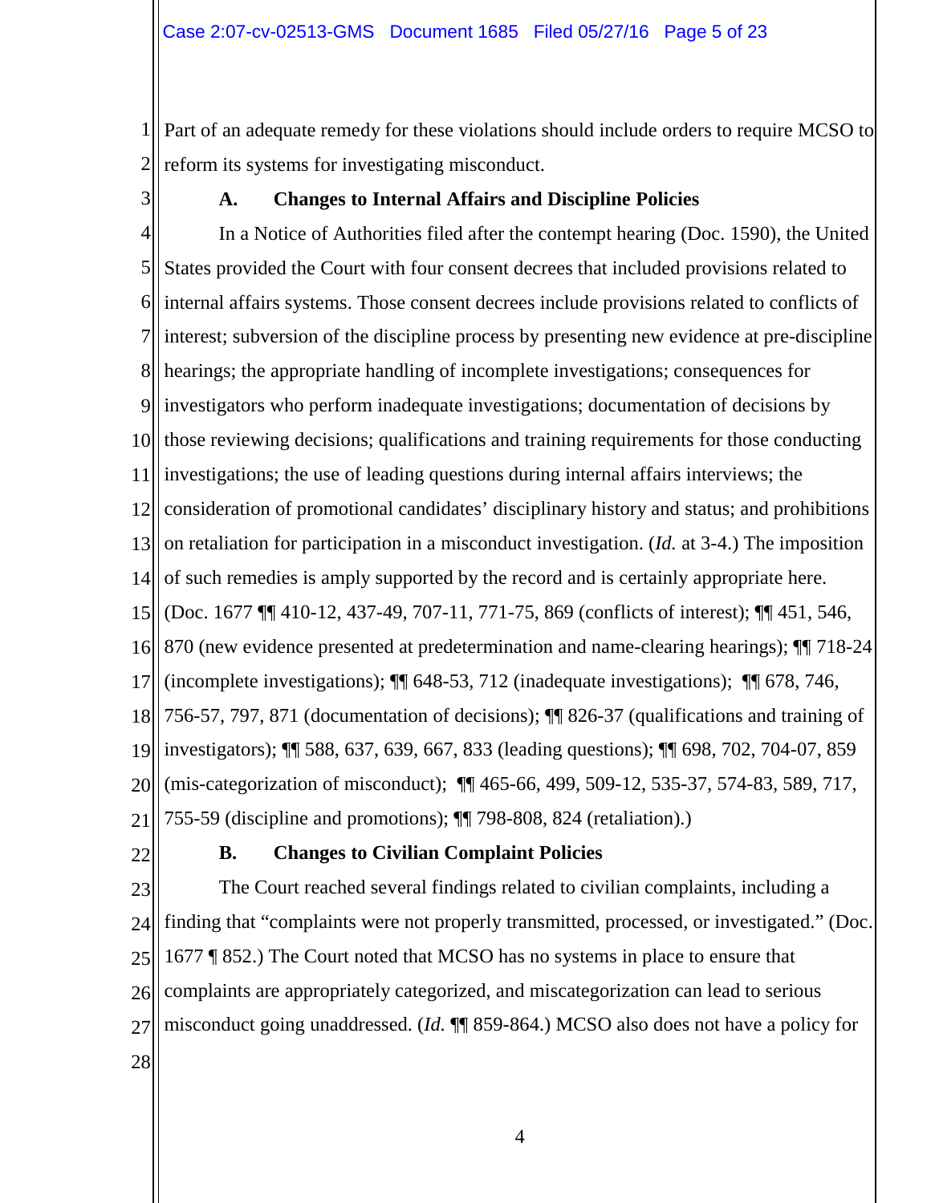Part of an adequate remedy for these violations should include orders to require MCSO to reform its systems for investigating misconduct.

### A. Changes to Internal Affairs and Discipline Policies

In a Notice of Authorities filed after the contempt hearing (Doc. 1590), the United States provided the Court with four consent decrees that included provisions related to internal affairs systems. Those consent decrees include provisions related to conflicts of interest; subversion of the discipline process by presenting new evidence at pre-discipline hearings; the appropriate handling of incomplete investigations; consequences for investigators who perform inadequate investigations; documentation of decisions by those reviewing decisions; qualifications and training requirements for those conducting investigations; the use of leading questions during internal affairs interviews; the consideration of promotional candidates' disciplinary history and status; and prohibitions on retaliation for participation in a misconduct investigation. (*Id.* at 3-4.) The imposition of such remedies is amply supported by the record and is certainly appropriate here. (Doc. 1677 ¶¶ 410-12, 437-49, 707-11, 771-75, 869 (conflicts of interest); ¶¶ 451, 546, 870 (new evidence presented at predetermination and name-clearing hearings); ¶¶ 718-24 (incomplete investigations); ¶¶ 648-53, 712 (inadequate investigations); ¶¶ 678, 746, 756-57, 797, 871 (documentation of decisions); ¶¶ 826-37 (qualifications and training of investigators); ¶¶ 588, 637, 639, 667, 833 (leading questions); ¶¶ 698, 702, 704-07, 859 (mis-categorization of misconduct); ¶¶ 465-66, 499, 509-12, 535-37, 574-83, 589, 717, 755-59 (discipline and promotions); ¶¶ 798-808, 824 (retaliation).)

### B. Changes to Civilian Complaint Policies

The Court reached several findings related to civilian complaints, including a finding that "complaints were not properly transmitted, processed, or investigated." (Doc. 1677 ¶ 852.) The Court noted that MCSO has no systems in place to ensure that complaints are appropriately categorized, and miscategorization can lead to serious misconduct going unaddressed. (*Id.* ¶¶ 859-864.) MCSO also does not have a policy for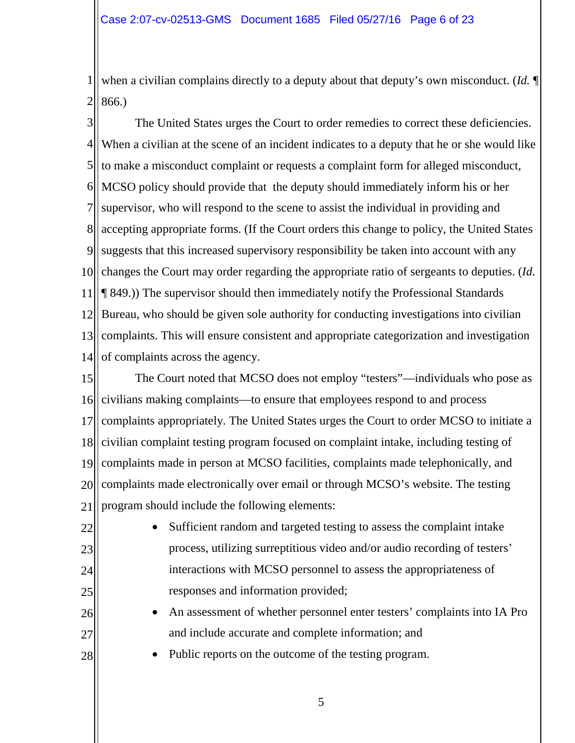when a civilian complains directly to a deputy about that deputy's own misconduct. (*Id.* ¶ 866.)

The United States urges the Court to order remedies to correct these deficiencies. When a civilian at the scene of an incident indicates to a deputy that he or she would like to make a misconduct complaint or requests a complaint form for alleged misconduct, MCSO policy should provide that the deputy should immediately inform his or her supervisor, who will respond to the scene to assist the individual in providing and accepting appropriate forms. (If the Court orders this change to policy, the United States suggests that this increased supervisory responsibility be taken into account with any changes the Court may order regarding the appropriate ratio of sergeants to deputies. (*Id.* ¶ 849.)) The supervisor should then immediately notify the Professional Standards Bureau, who should be given sole authority for conducting investigations into civilian complaints. This will ensure consistent and appropriate categorization and investigation of complaints across the agency.

The Court noted that MCSO does not employ "testers"—individuals who pose as civilians making complaints—to ensure that employees respond to and process complaints appropriately. The United States urges the Court to order MCSO to initiate a civilian complaint testing program focused on complaint intake, including testing of complaints made in person at MCSO facilities, complaints made telephonically, and complaints made electronically over email or through MCSO's website. The testing program should include the following elements:

- Sufficient random and targeted testing to assess the complaint intake process, utilizing surreptitious video and/or audio recording of testers' interactions with MCSO personnel to assess the appropriateness of responses and information provided;
- An assessment of whether personnel enter testers' complaints into IA Pro and include accurate and complete information; and
- Public reports on the outcome of the testing program.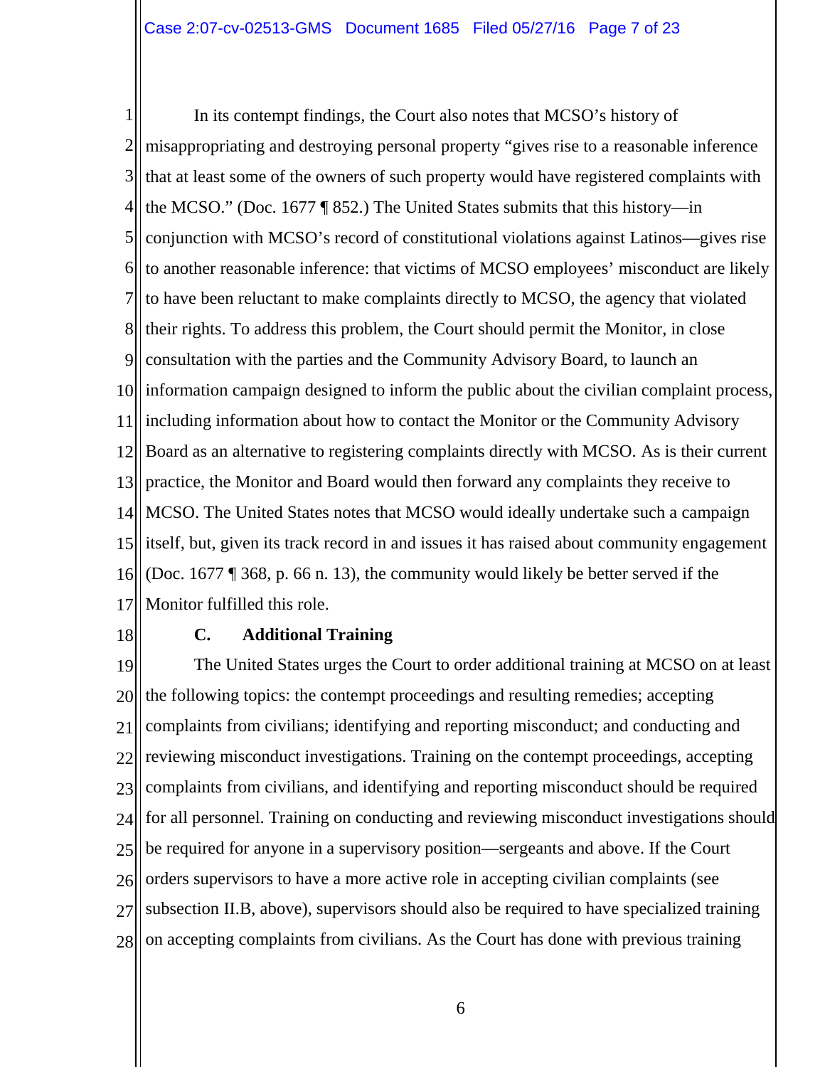In its contempt findings, the Court also notes that MCSO's history of misappropriating and destroying personal property "gives rise to a reasonable inference that at least some of the owners of such property would have registered complaints with the MCSO." (Doc. 1677 ¶ 852.) The United States submits that this history—in conjunction with MCSO's record of constitutional violations against Latinos—gives rise to another reasonable inference: that victims of MCSO employees' misconduct are likely to have been reluctant to make complaints directly to MCSO, the agency that violated their rights. To address this problem, the Court should permit the Monitor, in close consultation with the parties and the Community Advisory Board, to launch an information campaign designed to inform the public about the civilian complaint process, including information about how to contact the Monitor or the Community Advisory Board as an alternative to registering complaints directly with MCSO. As is their current practice, the Monitor and Board would then forward any complaints they receive to MCSO. The United States notes that MCSO would ideally undertake such a campaign itself, but, given its track record in and issues it has raised about community engagement (Doc. 1677 ¶ 368, p. 66 n. 13), the community would likely be better served if the Monitor fulfilled this role.

### C. Additional Training

The United States urges the Court to order additional training at MCSO on at least the following topics: the contempt proceedings and resulting remedies; accepting complaints from civilians; identifying and reporting misconduct; and conducting and reviewing misconduct investigations. Training on the contempt proceedings, accepting complaints from civilians, and identifying and reporting misconduct should be required for all personnel. Training on conducting and reviewing misconduct investigations should be required for anyone in a supervisory position—sergeants and above. If the Court orders supervisors to have a more active role in accepting civilian complaints (see subsection II.B, above), supervisors should also be required to have specialized training on accepting complaints from civilians. As the Court has done with previous training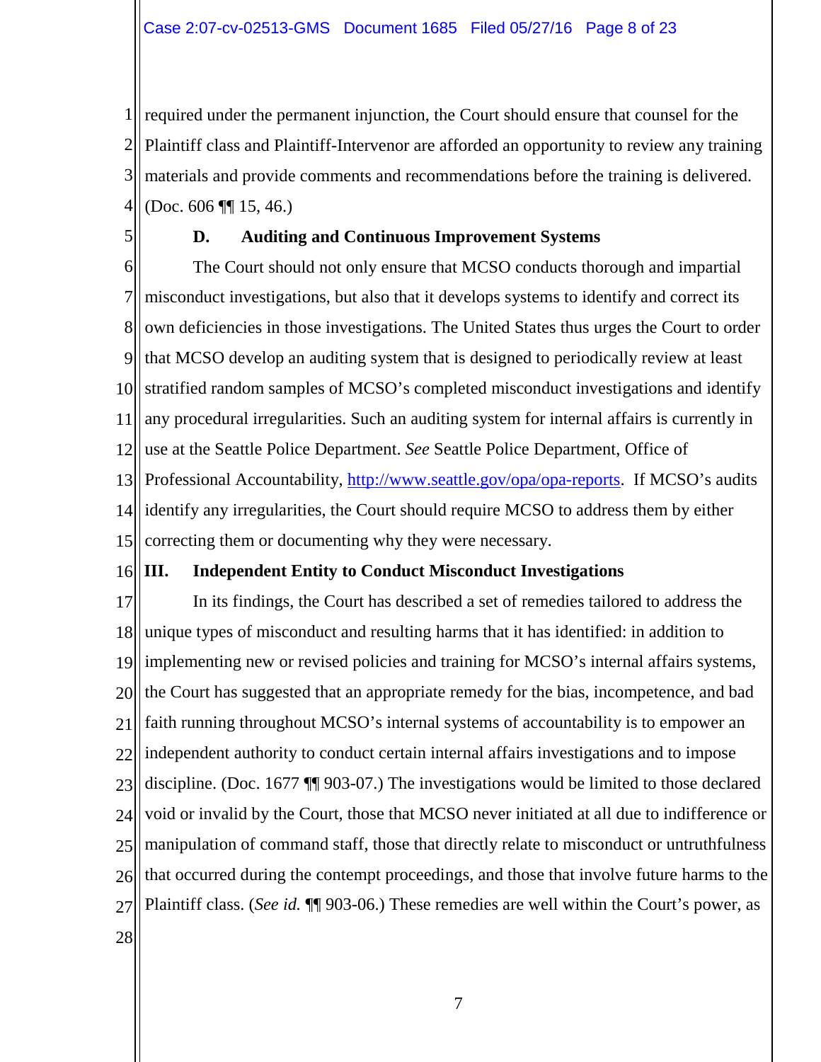required under the permanent injunction, the Court should ensure that counsel for the Plaintiff class and Plaintiff-Intervenor are afforded an opportunity to review any training materials and provide comments and recommendations before the training is delivered. (Doc. 606 ¶¶ 15, 46.)

### D. Auditing and Continuous Improvement Systems

The Court should not only ensure that MCSO conducts thorough and impartial misconduct investigations, but also that it develops systems to identify and correct its own deficiencies in those investigations. The United States thus urges the Court to order that MCSO develop an auditing system that is designed to periodically review at least stratified random samples of MCSO's completed misconduct investigations and identify any procedural irregularities. Such an auditing system for internal affairs is currently in use at the Seattle Police Department. *See* Seattle Police Department, Office of Professional Accountability, [http://www.seattle.gov/opa/opa-reports](http://www.seattle.gov/opa/opa-reports). If MCSO's audits identify any irregularities, the Court should require MCSO to address them by either correcting them or documenting why they were necessary.

## III. Independent Entity to Conduct Misconduct Investigations

In its findings, the Court has described a set of remedies tailored to address the unique types of misconduct and resulting harms that it has identified: in addition to implementing new or revised policies and training for MCSO's internal affairs systems, the Court has suggested that an appropriate remedy for the bias, incompetence, and bad faith running throughout MCSO's internal systems of accountability is to empower an independent authority to conduct certain internal affairs investigations and to impose discipline. (Doc. 1677 ¶¶ 903-07.) The investigations would be limited to those declared void or invalid by the Court, those that MCSO never initiated at all due to indifference or manipulation of command staff, those that directly relate to misconduct or untruthfulness that occurred during the contempt proceedings, and those that involve future harms to the Plaintiff class. (*See id.* ¶¶ 903-06.) These remedies are well within the Court's power, as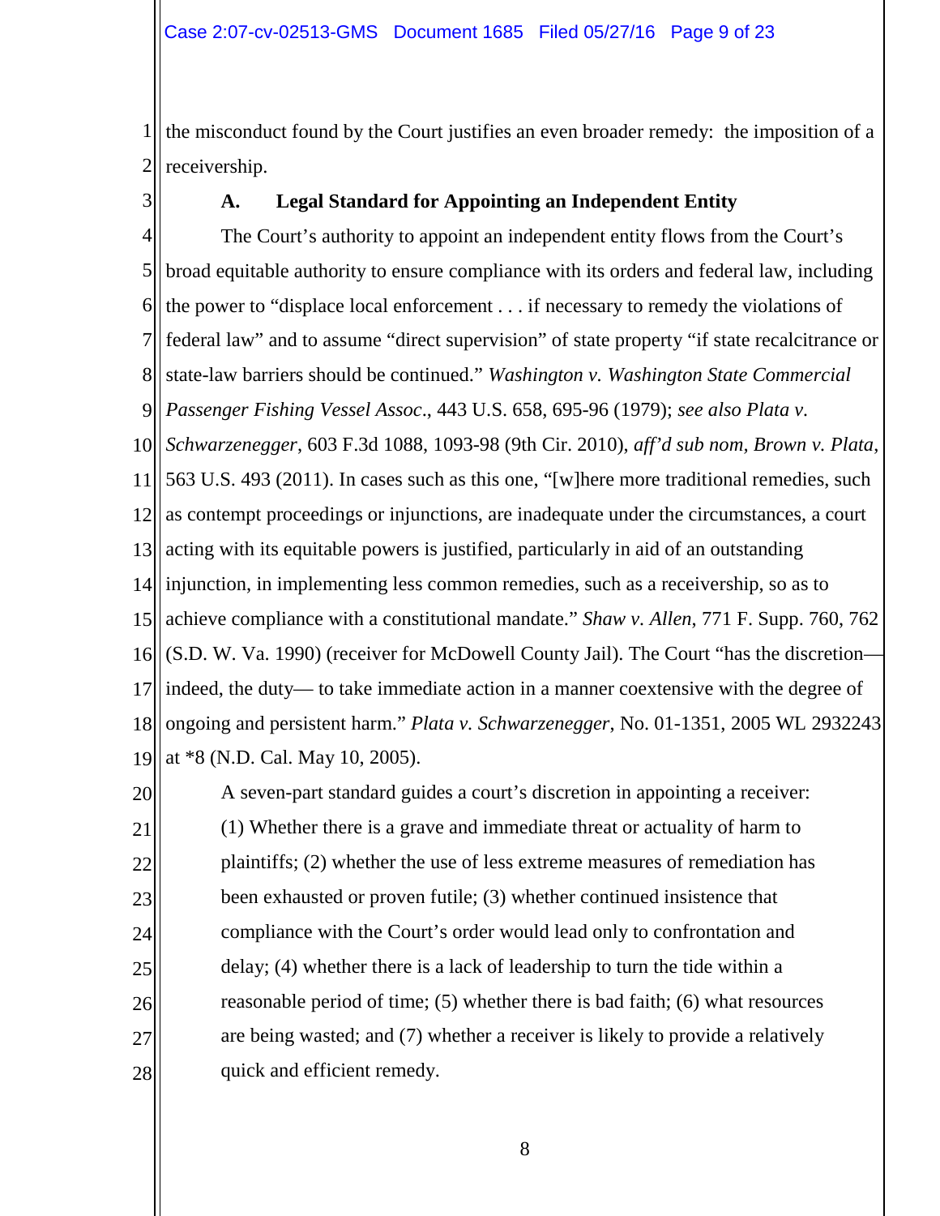the misconduct found by the Court justifies an even broader remedy: the imposition of a receivership.

### A. Legal Standard for Appointing an Independent Entity

The Court's authority to appoint an independent entity flows from the Court's broad equitable authority to ensure compliance with its orders and federal law, including the power to "displace local enforcement . . . if necessary to remedy the violations of federal law" and to assume "direct supervision" of state property "if state recalcitrance or state-law barriers should be continued." *Washington v. Washington State Commercial Passenger Fishing Vessel Assoc.*, 443 U.S. 658, 695-96 (1979); *see also Plata v. Schwarzenegger*, 603 F.3d 1088, 1093-98 (9th Cir. 2010), *aff'd sub nom, Brown v. Plata*, 563 U.S. 493 (2011). In cases such as this one, "[w]here more traditional remedies, such as contempt proceedings or injunctions, are inadequate under the circumstances, a court acting with its equitable powers is justified, particularly in aid of an outstanding injunction, in implementing less common remedies, such as a receivership, so as to achieve compliance with a constitutional mandate." *Shaw v. Allen*, 771 F. Supp. 760, 762 (S.D. W. Va. 1990) (receiver for McDowell County Jail). The Court "has the discretion—indeed, the duty— to take immediate action in a manner coextensive with the degree of ongoing and persistent harm." *Plata v. Schwarzenegger*, No. 01-1351, 2005 WL 2932243 at *8 (N.D. Cal. May 10, 2005).

A seven-part standard guides a court's discretion in appointing a receiver:

> (1) Whether there is a grave and immediate threat or actuality of harm to plaintiffs; (2) whether the use of less extreme measures of remediation has been exhausted or proven futile; (3) whether continued insistence that compliance with the Court's order would lead only to confrontation and delay; (4) whether there is a lack of leadership to turn the tide within a reasonable period of time; (5) whether there is bad faith; (6) what resources are being wasted; and (7) whether a receiver is likely to provide a relatively quick and efficient remedy.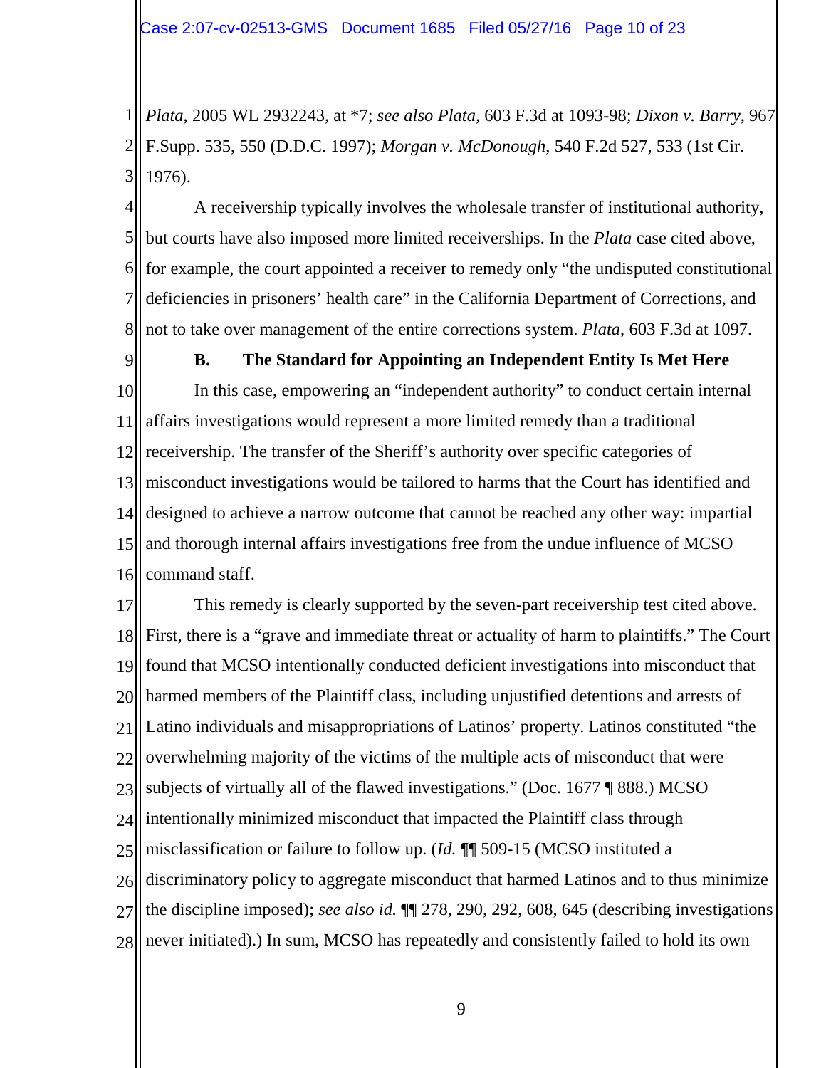*Plata*, 2005 WL 2932243, at *7; *see also Plata*, 603 F.3d at 1093-98; *Dixon v. Barry*, 967 F.Supp. 535, 550 (D.D.C. 1997); *Morgan v. McDonough*, 540 F.2d 527, 533 (1st Cir. 1976).

A receivership typically involves the wholesale transfer of institutional authority, but courts have also imposed more limited receiverships. In the *Plata* case cited above, for example, the court appointed a receiver to remedy only "the undisputed constitutional deficiencies in prisoners' health care" in the California Department of Corrections, and not to take over management of the entire corrections system. *Plata*, 603 F.3d at 1097.

### B. The Standard for Appointing an Independent Entity Is Met Here

In this case, empowering an "independent authority" to conduct certain internal affairs investigations would represent a more limited remedy than a traditional receivership. The transfer of the Sheriff's authority over specific categories of misconduct investigations would be tailored to harms that the Court has identified and designed to achieve a narrow outcome that cannot be reached any other way: impartial and thorough internal affairs investigations free from the undue influence of MCSO command staff.

This remedy is clearly supported by the seven-part receivership test cited above. First, there is a "grave and immediate threat or actuality of harm to plaintiffs." The Court found that MCSO intentionally conducted deficient investigations into misconduct that harmed members of the Plaintiff class, including unjustified detentions and arrests of Latino individuals and misappropriations of Latinos' property. Latinos constituted "the overwhelming majority of the victims of the multiple acts of misconduct that were subjects of virtually all of the flawed investigations." (Doc. 1677 ¶ 888.) MCSO intentionally minimized misconduct that impacted the Plaintiff class through misclassification or failure to follow up. (*Id.* ¶¶ 509-15 (MCSO instituted a discriminatory policy to aggregate misconduct that harmed Latinos and to thus minimize the discipline imposed); *see also id.* ¶¶ 278, 290, 292, 608, 645 (describing investigations never initiated).) In sum, MCSO has repeatedly and consistently failed to hold its own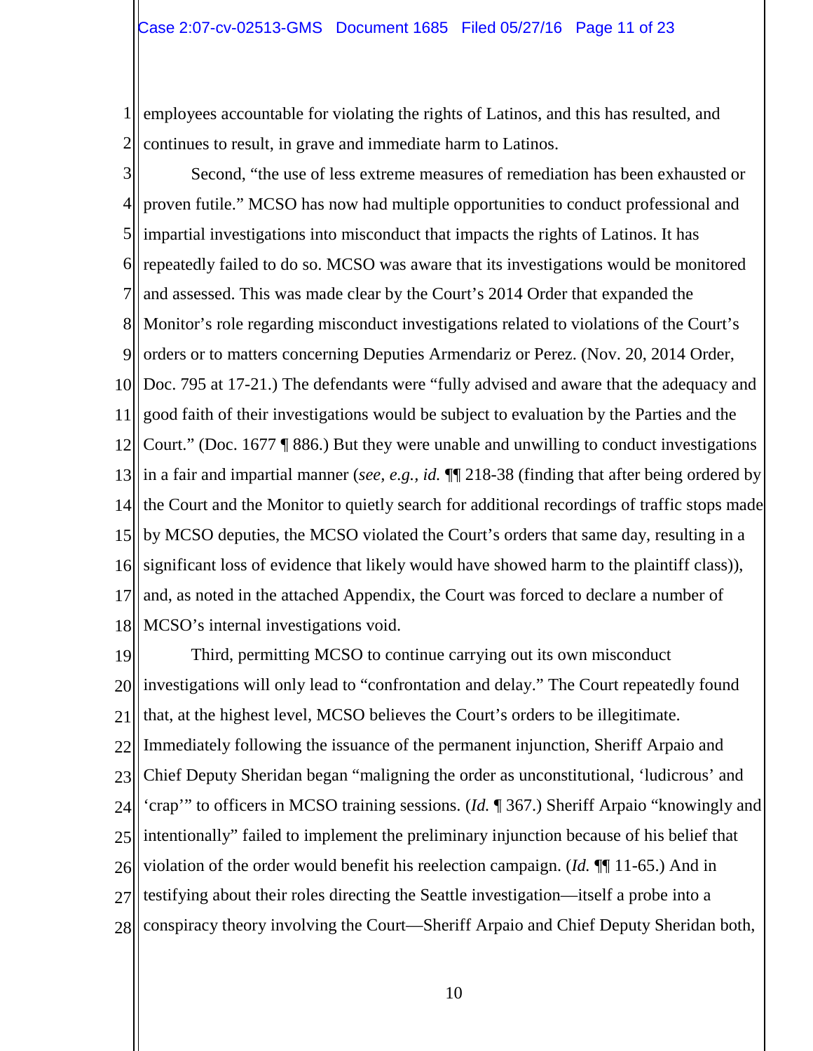employees accountable for violating the rights of Latinos, and this has resulted, and continues to result, in grave and immediate harm to Latinos.

Second, "the use of less extreme measures of remediation has been exhausted or proven futile." MCSO has now had multiple opportunities to conduct professional and impartial investigations into misconduct that impacts the rights of Latinos. It has repeatedly failed to do so. MCSO was aware that its investigations would be monitored and assessed. This was made clear by the Court's 2014 Order that expanded the Monitor's role regarding misconduct investigations related to violations of the Court's orders or to matters concerning Deputies Armendariz or Perez. (Nov. 20, 2014 Order, Doc. 795 at 17-21.) The defendants were "fully advised and aware that the adequacy and good faith of their investigations would be subject to evaluation by the Parties and the Court." (Doc. 1677 ¶ 886.) But they were unable and unwilling to conduct investigations in a fair and impartial manner (*see, e.g., id.* ¶¶ 218-38 (finding that after being ordered by the Court and the Monitor to quietly search for additional recordings of traffic stops made by MCSO deputies, the MCSO violated the Court's orders that same day, resulting in a significant loss of evidence that likely would have showed harm to the plaintiff class)), and, as noted in the attached Appendix, the Court was forced to declare a number of MCSO's internal investigations void.

Third, permitting MCSO to continue carrying out its own misconduct investigations will only lead to "confrontation and delay." The Court repeatedly found that, at the highest level, MCSO believes the Court's orders to be illegitimate. Immediately following the issuance of the permanent injunction, Sheriff Arpaio and Chief Deputy Sheridan began "maligning the order as unconstitutional, 'ludicrous' and 'crap'" to officers in MCSO training sessions. (*Id.* ¶ 367.) Sheriff Arpaio "knowingly and intentionally" failed to implement the preliminary injunction because of his belief that violation of the order would benefit his reelection campaign. (*Id.* ¶¶ 11-65.) And in testifying about their roles directing the Seattle investigation—itself a probe into a conspiracy theory involving the Court—Sheriff Arpaio and Chief Deputy Sheridan both,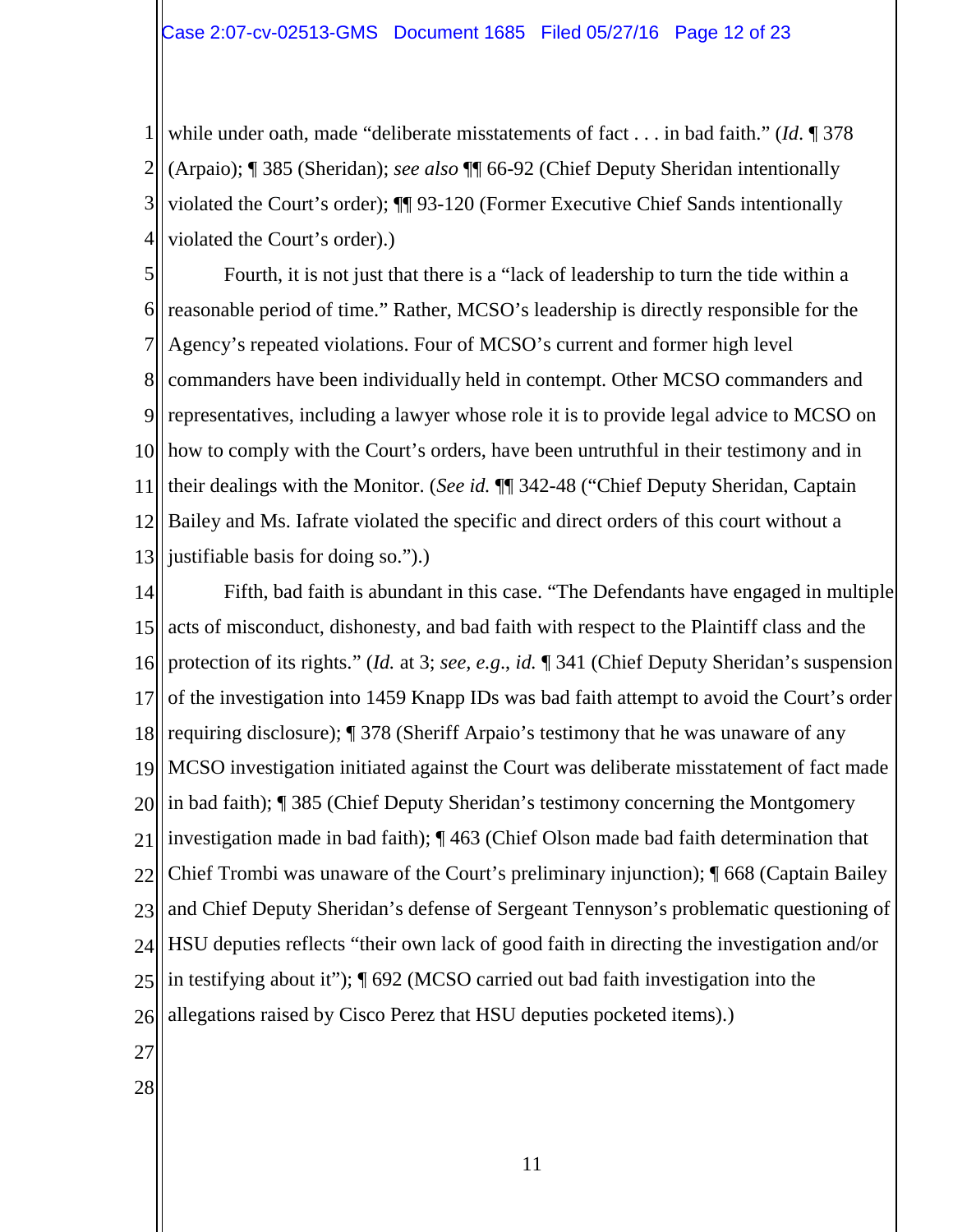while under oath, made "deliberate misstatements of fact . . . in bad faith." (*Id*. ¶ 378 (Arpaio); ¶ 385 (Sheridan); *see also* ¶¶ 66-92 (Chief Deputy Sheridan intentionally violated the Court's order); ¶¶ 93-120 (Former Executive Chief Sands intentionally violated the Court's order).)

Fourth, it is not just that there is a "lack of leadership to turn the tide within a reasonable period of time." Rather, MCSO's leadership is directly responsible for the Agency's repeated violations. Four of MCSO's current and former high level commanders have been individually held in contempt. Other MCSO commanders and representatives, including a lawyer whose role it is to provide legal advice to MCSO on how to comply with the Court's orders, have been untruthful in their testimony and in their dealings with the Monitor. (*See id.* ¶¶ 342-48 ("Chief Deputy Sheridan, Captain Bailey and Ms. Iafrate violated the specific and direct orders of this court without a justifiable basis for doing so.").)

Fifth, bad faith is abundant in this case. "The Defendants have engaged in multiple acts of misconduct, dishonesty, and bad faith with respect to the Plaintiff class and the protection of its rights." (*Id.* at 3; *see, e.g.*, *id.* ¶ 341 (Chief Deputy Sheridan's suspension of the investigation into 1459 Knapp IDs was bad faith attempt to avoid the Court's order requiring disclosure); ¶ 378 (Sheriff Arpaio's testimony that he was unaware of any MCSO investigation initiated against the Court was deliberate misstatement of fact made in bad faith); ¶ 385 (Chief Deputy Sheridan's testimony concerning the Montgomery investigation made in bad faith); ¶ 463 (Chief Olson made bad faith determination that Chief Trombi was unaware of the Court's preliminary injunction); ¶ 668 (Captain Bailey and Chief Deputy Sheridan's defense of Sergeant Tennyson's problematic questioning of HSU deputies reflects "their own lack of good faith in directing the investigation and/or in testifying about it"); ¶ 692 (MCSO carried out bad faith investigation into the allegations raised by Cisco Perez that HSU deputies pocketed items).)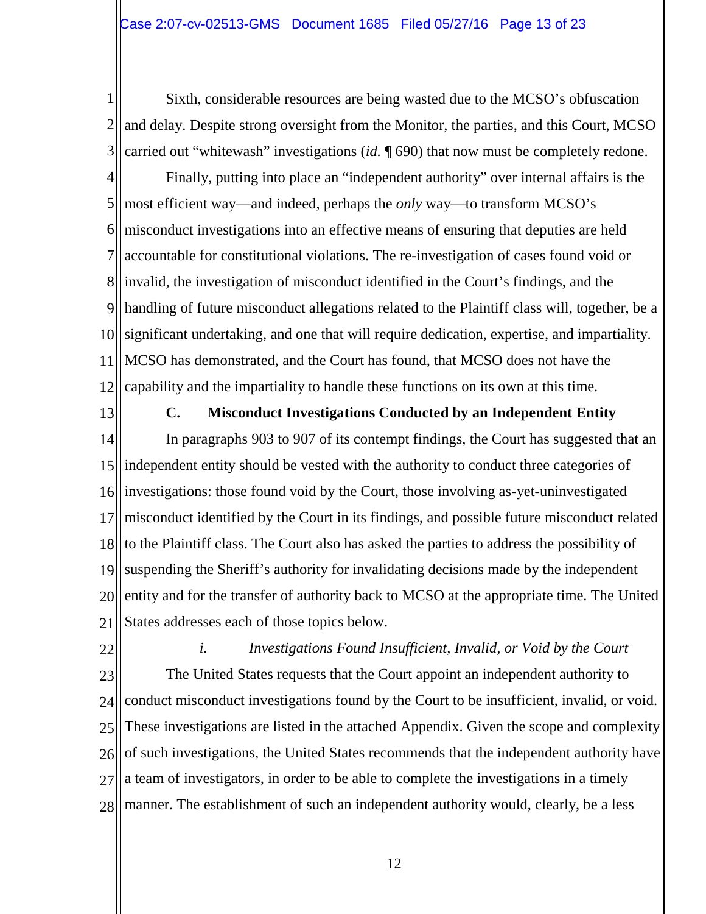Sixth, considerable resources are being wasted due to the MCSO's obfuscation and delay. Despite strong oversight from the Monitor, the parties, and this Court, MCSO carried out "whitewash" investigations (*id.* ¶ 690) that now must be completely redone.

Finally, putting into place an "independent authority" over internal affairs is the most efficient way—and indeed, perhaps the *only* way—to transform MCSO's misconduct investigations into an effective means of ensuring that deputies are held accountable for constitutional violations. The re-investigation of cases found void or invalid, the investigation of misconduct identified in the Court's findings, and the handling of future misconduct allegations related to the Plaintiff class will, together, be a significant undertaking, and one that will require dedication, expertise, and impartiality. MCSO has demonstrated, and the Court has found, that MCSO does not have the capability and the impartiality to handle these functions on its own at this time.

### C. Misconduct Investigations Conducted by an Independent Entity

In paragraphs 903 to 907 of its contempt findings, the Court has suggested that an independent entity should be vested with the authority to conduct three categories of investigations: those found void by the Court, those involving as-yet-uninvestigated misconduct identified by the Court in its findings, and possible future misconduct related to the Plaintiff class. The Court also has asked the parties to address the possibility of suspending the Sheriff's authority for invalidating decisions made by the independent entity and for the transfer of authority back to MCSO at the appropriate time. The United States addresses each of those topics below.

#### *i. Investigations Found Insufficient, Invalid, or Void by the Court*

The United States requests that the Court appoint an independent authority to conduct misconduct investigations found by the Court to be insufficient, invalid, or void. These investigations are listed in the attached Appendix. Given the scope and complexity of such investigations, the United States recommends that the independent authority have a team of investigators, in order to be able to complete the investigations in a timely manner. The establishment of such an independent authority would, clearly, be a less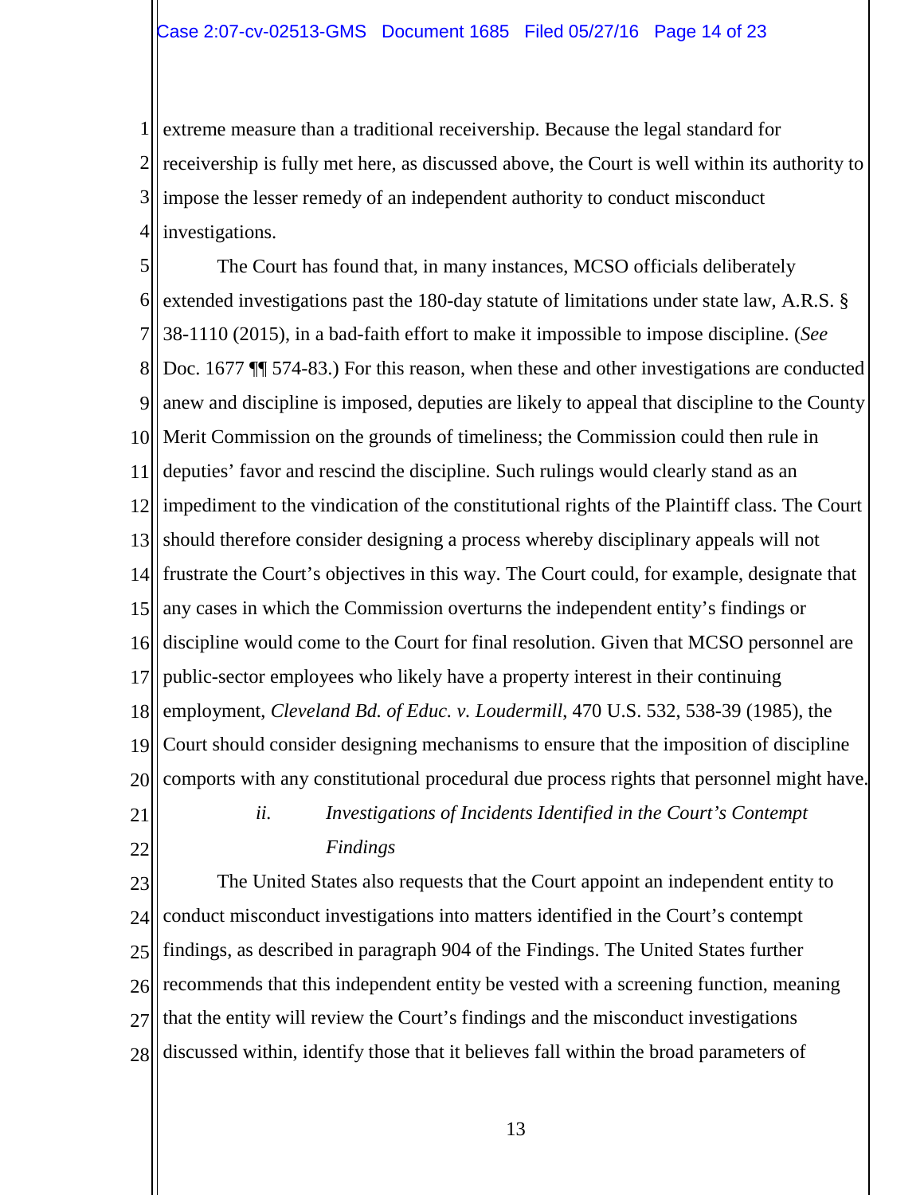extreme measure than a traditional receivership. Because the legal standard for receivership is fully met here, as discussed above, the Court is well within its authority to impose the lesser remedy of an independent authority to conduct misconduct investigations.

The Court has found that, in many instances, MCSO officials deliberately extended investigations past the 180-day statute of limitations under state law, A.R.S. § 38-1110 (2015), in a bad-faith effort to make it impossible to impose discipline. (*See* Doc. 1677 ¶¶ 574-83.) For this reason, when these and other investigations are conducted anew and discipline is imposed, deputies are likely to appeal that discipline to the County Merit Commission on the grounds of timeliness; the Commission could then rule in deputies' favor and rescind the discipline. Such rulings would clearly stand as an impediment to the vindication of the constitutional rights of the Plaintiff class. The Court should therefore consider designing a process whereby disciplinary appeals will not frustrate the Court's objectives in this way. The Court could, for example, designate that any cases in which the Commission overturns the independent entity's findings or discipline would come to the Court for final resolution. Given that MCSO personnel are public-sector employees who likely have a property interest in their continuing employment, *Cleveland Bd. of Educ. v. Loudermill*, 470 U.S. 532, 538-39 (1985), the Court should consider designing mechanisms to ensure that the imposition of discipline comports with any constitutional procedural due process rights that personnel might have.

*ii. Investigations of Incidents Identified in the Court's Contempt Findings*

The United States also requests that the Court appoint an independent entity to conduct misconduct investigations into matters identified in the Court's contempt findings, as described in paragraph 904 of the Findings. The United States further recommends that this independent entity be vested with a screening function, meaning that the entity will review the Court's findings and the misconduct investigations discussed within, identify those that it believes fall within the broad parameters of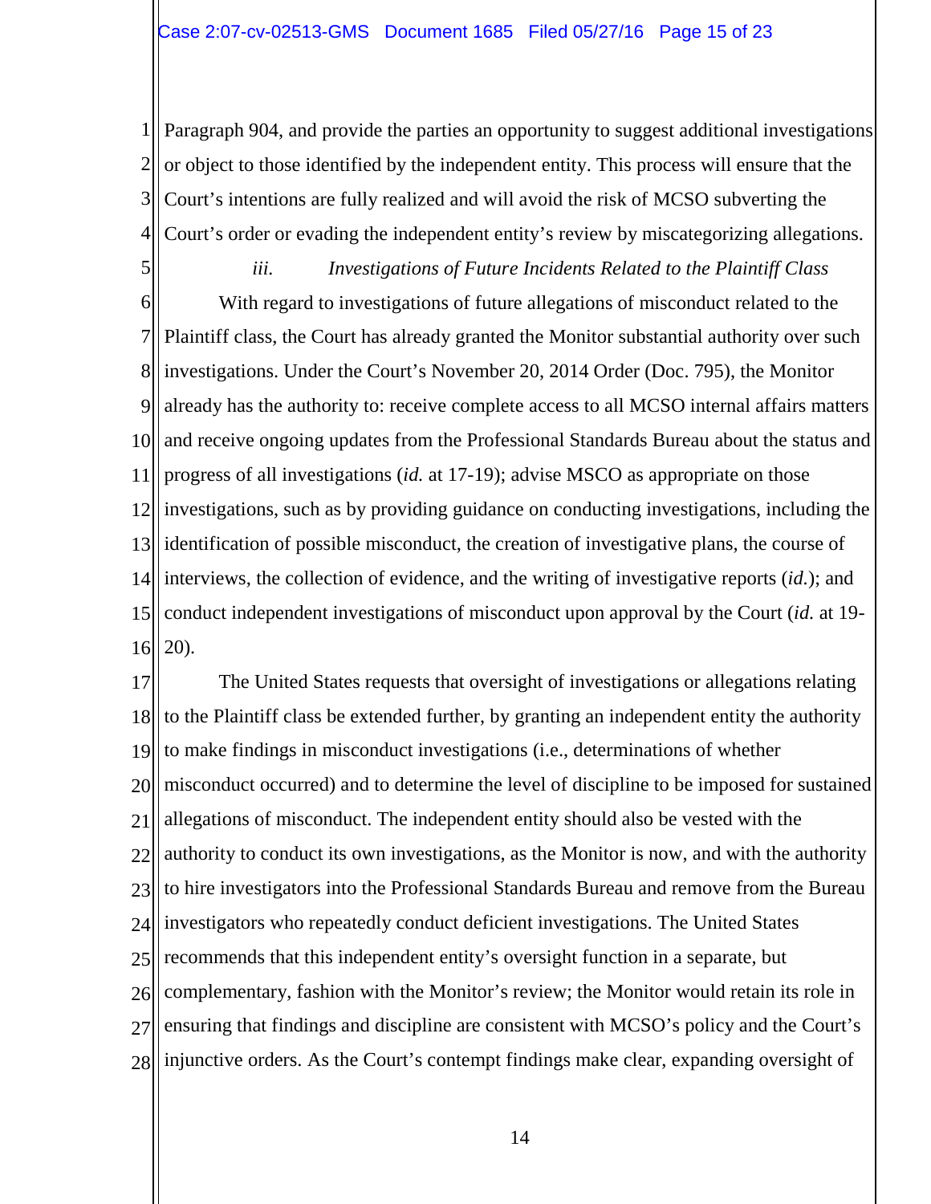Paragraph 904, and provide the parties an opportunity to suggest additional investigations or object to those identified by the independent entity. This process will ensure that the Court's intentions are fully realized and will avoid the risk of MCSO subverting the Court's order or evading the independent entity's review by miscategorizing allegations.

*iii. Investigations of Future Incidents Related to the Plaintiff Class*

With regard to investigations of future allegations of misconduct related to the Plaintiff class, the Court has already granted the Monitor substantial authority over such investigations. Under the Court's November 20, 2014 Order (Doc. 795), the Monitor already has the authority to: receive complete access to all MCSO internal affairs matters and receive ongoing updates from the Professional Standards Bureau about the status and progress of all investigations (*id.* at 17-19); advise MSCO as appropriate on those investigations, such as by providing guidance on conducting investigations, including the identification of possible misconduct, the creation of investigative plans, the course of interviews, the collection of evidence, and the writing of investigative reports (*id.*); and conduct independent investigations of misconduct upon approval by the Court (*id.* at 19-20).

The United States requests that oversight of investigations or allegations relating to the Plaintiff class be extended further, by granting an independent entity the authority to make findings in misconduct investigations (i.e., determinations of whether misconduct occurred) and to determine the level of discipline to be imposed for sustained allegations of misconduct. The independent entity should also be vested with the authority to conduct its own investigations, as the Monitor is now, and with the authority to hire investigators into the Professional Standards Bureau and remove from the Bureau investigators who repeatedly conduct deficient investigations. The United States recommends that this independent entity's oversight function in a separate, but complementary, fashion with the Monitor's review; the Monitor would retain its role in ensuring that findings and discipline are consistent with MCSO's policy and the Court's injunctive orders. As the Court's contempt findings make clear, expanding oversight of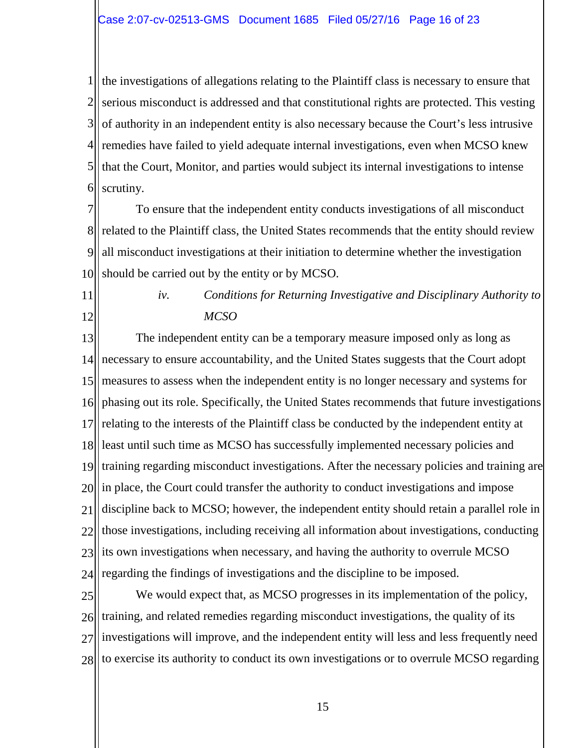the investigations of allegations relating to the Plaintiff class is necessary to ensure that serious misconduct is addressed and that constitutional rights are protected. This vesting of authority in an independent entity is also necessary because the Court's less intrusive remedies have failed to yield adequate internal investigations, even when MCSO knew that the Court, Monitor, and parties would subject its internal investigations to intense scrutiny.

To ensure that the independent entity conducts investigations of all misconduct related to the Plaintiff class, the United States recommends that the entity should review all misconduct investigations at their initiation to determine whether the investigation should be carried out by the entity or by MCSO.

*iv. Conditions for Returning Investigative and Disciplinary Authority to MCSO*

The independent entity can be a temporary measure imposed only as long as necessary to ensure accountability, and the United States suggests that the Court adopt measures to assess when the independent entity is no longer necessary and systems for phasing out its role. Specifically, the United States recommends that future investigations relating to the interests of the Plaintiff class be conducted by the independent entity at least until such time as MCSO has successfully implemented necessary policies and training regarding misconduct investigations. After the necessary policies and training are in place, the Court could transfer the authority to conduct investigations and impose discipline back to MCSO; however, the independent entity should retain a parallel role in those investigations, including receiving all information about investigations, conducting its own investigations when necessary, and having the authority to overrule MCSO regarding the findings of investigations and the discipline to be imposed.

We would expect that, as MCSO progresses in its implementation of the policy, training, and related remedies regarding misconduct investigations, the quality of its investigations will improve, and the independent entity will less and less frequently need to exercise its authority to conduct its own investigations or to overrule MCSO regarding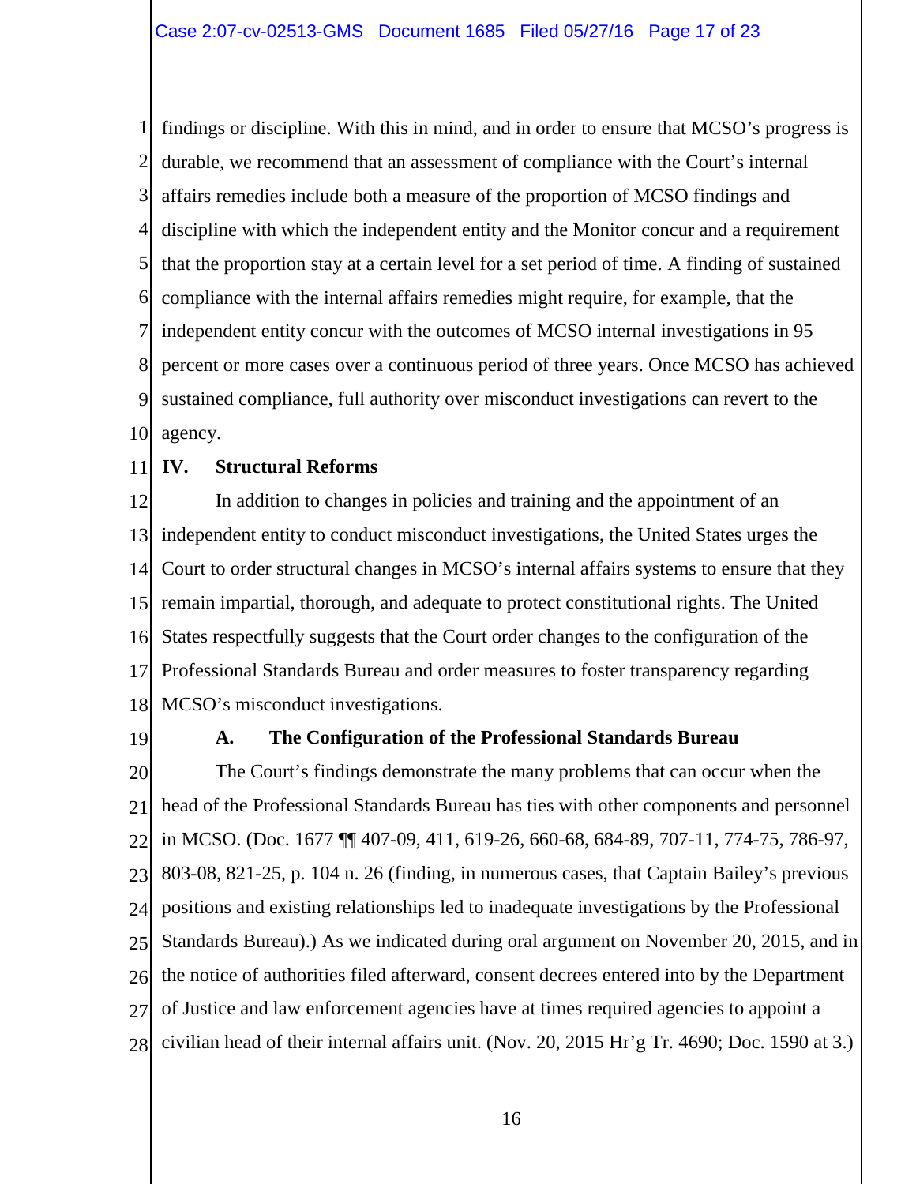findings or discipline. With this in mind, and in order to ensure that MCSO's progress is durable, we recommend that an assessment of compliance with the Court's internal affairs remedies include both a measure of the proportion of MCSO findings and discipline with which the independent entity and the Monitor concur and a requirement that the proportion stay at a certain level for a set period of time. A finding of sustained compliance with the internal affairs remedies might require, for example, that the independent entity concur with the outcomes of MCSO internal investigations in 95 percent or more cases over a continuous period of three years. Once MCSO has achieved sustained compliance, full authority over misconduct investigations can revert to the agency.

## IV. Structural Reforms

In addition to changes in policies and training and the appointment of an independent entity to conduct misconduct investigations, the United States urges the Court to order structural changes in MCSO's internal affairs systems to ensure that they remain impartial, thorough, and adequate to protect constitutional rights. The United States respectfully suggests that the Court order changes to the configuration of the Professional Standards Bureau and order measures to foster transparency regarding MCSO's misconduct investigations.

### A. The Configuration of the Professional Standards Bureau

The Court's findings demonstrate the many problems that can occur when the head of the Professional Standards Bureau has ties with other components and personnel in MCSO. (Doc. 1677 ¶¶ 407-09, 411, 619-26, 660-68, 684-89, 707-11, 774-75, 786-97, 803-08, 821-25, p. 104 n. 26 (finding, in numerous cases, that Captain Bailey's previous positions and existing relationships led to inadequate investigations by the Professional Standards Bureau).) As we indicated during oral argument on November 20, 2015, and in the notice of authorities filed afterward, consent decrees entered into by the Department of Justice and law enforcement agencies have at times required agencies to appoint a civilian head of their internal affairs unit. (Nov. 20, 2015 Hr'g Tr. 4690; Doc. 1590 at 3.)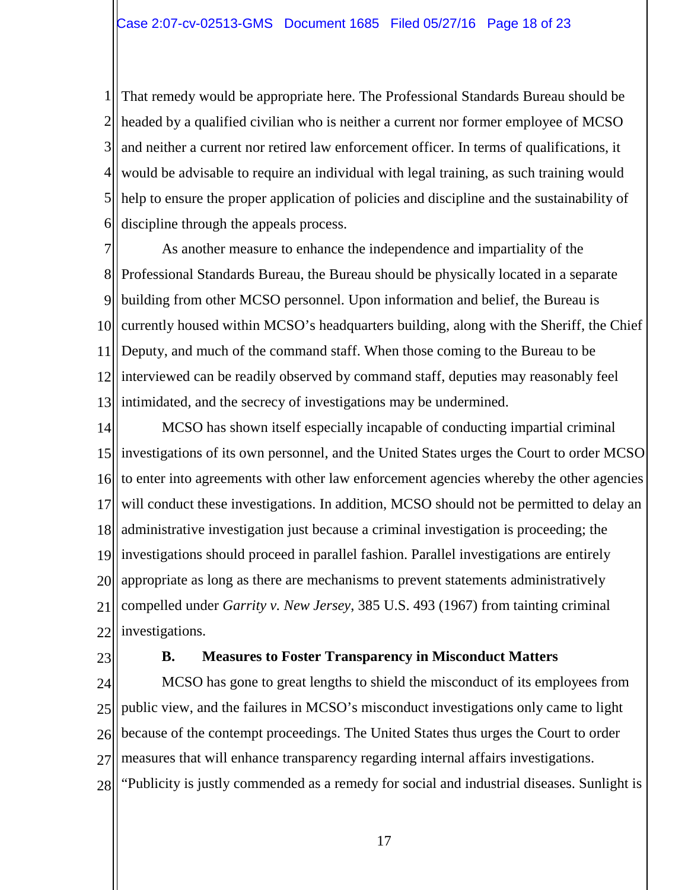That remedy would be appropriate here. The Professional Standards Bureau should be headed by a qualified civilian who is neither a current nor former employee of MCSO and neither a current nor retired law enforcement officer. In terms of qualifications, it would be advisable to require an individual with legal training, as such training would help to ensure the proper application of policies and discipline and the sustainability of discipline through the appeals process.

As another measure to enhance the independence and impartiality of the Professional Standards Bureau, the Bureau should be physically located in a separate building from other MCSO personnel. Upon information and belief, the Bureau is currently housed within MCSO's headquarters building, along with the Sheriff, the Chief Deputy, and much of the command staff. When those coming to the Bureau to be interviewed can be readily observed by command staff, deputies may reasonably feel intimidated, and the secrecy of investigations may be undermined.

MCSO has shown itself especially incapable of conducting impartial criminal investigations of its own personnel, and the United States urges the Court to order MCSO to enter into agreements with other law enforcement agencies whereby the other agencies will conduct these investigations. In addition, MCSO should not be permitted to delay an administrative investigation just because a criminal investigation is proceeding; the investigations should proceed in parallel fashion. Parallel investigations are entirely appropriate as long as there are mechanisms to prevent statements administratively compelled under *Garrity v. New Jersey*, 385 U.S. 493 (1967) from tainting criminal investigations.

### B. Measures to Foster Transparency in Misconduct Matters

MCSO has gone to great lengths to shield the misconduct of its employees from public view, and the failures in MCSO's misconduct investigations only came to light because of the contempt proceedings. The United States thus urges the Court to order measures that will enhance transparency regarding internal affairs investigations. "Publicity is justly commended as a remedy for social and industrial diseases. Sunlight is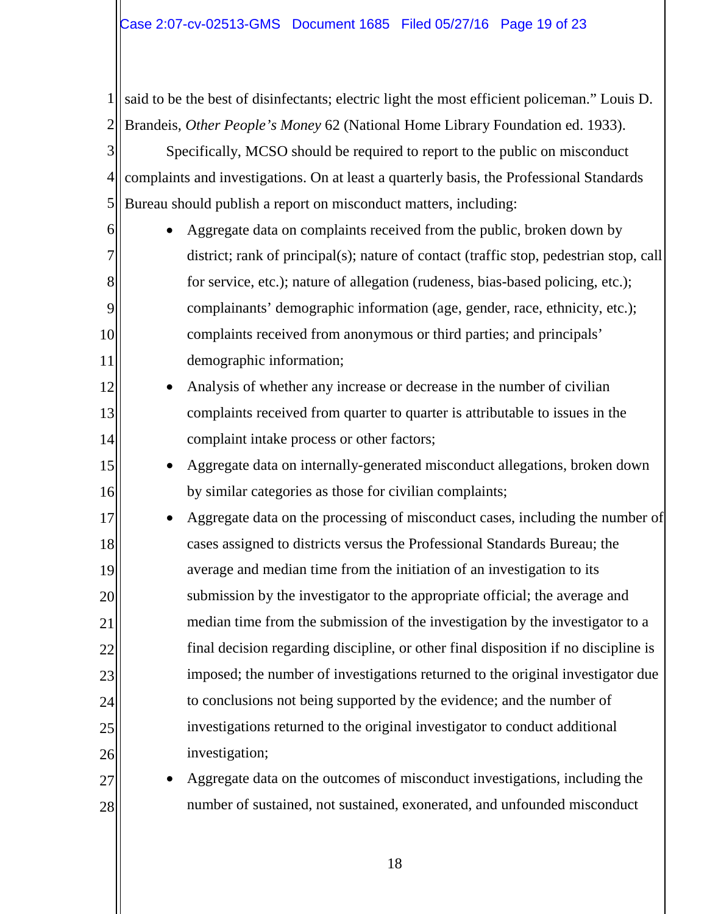said to be the best of disinfectants; electric light the most efficient policeman." Louis D. Brandeis, *Other People's Money* 62 (National Home Library Foundation ed. 1933).

Specifically, MCSO should be required to report to the public on misconduct complaints and investigations. On at least a quarterly basis, the Professional Standards Bureau should publish a report on misconduct matters, including:

- Aggregate data on complaints received from the public, broken down by district; rank of principal(s); nature of contact (traffic stop, pedestrian stop, call for service, etc.); nature of allegation (rudeness, bias-based policing, etc.); complainants' demographic information (age, gender, race, ethnicity, etc.); complaints received from anonymous or third parties; and principals' demographic information;
- Analysis of whether any increase or decrease in the number of civilian complaints received from quarter to quarter is attributable to issues in the complaint intake process or other factors;
- Aggregate data on internally-generated misconduct allegations, broken down by similar categories as those for civilian complaints;
- Aggregate data on the processing of misconduct cases, including the number of cases assigned to districts versus the Professional Standards Bureau; the average and median time from the initiation of an investigation to its submission by the investigator to the appropriate official; the average and median time from the submission of the investigation by the investigator to a final decision regarding discipline, or other final disposition if no discipline is imposed; the number of investigations returned to the original investigator due to conclusions not being supported by the evidence; and the number of investigations returned to the original investigator to conduct additional investigation;
- Aggregate data on the outcomes of misconduct investigations, including the number of sustained, not sustained, exonerated, and unfounded misconduct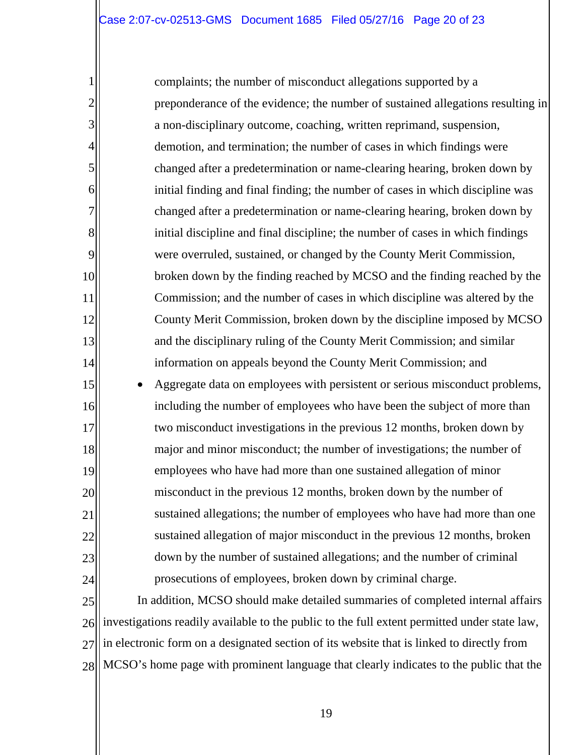complaints; the number of misconduct allegations supported by a preponderance of the evidence; the number of sustained allegations resulting in a non-disciplinary outcome, coaching, written reprimand, suspension, demotion, and termination; the number of cases in which findings were changed after a predetermination or name-clearing hearing, broken down by initial finding and final finding; the number of cases in which discipline was changed after a predetermination or name-clearing hearing, broken down by initial discipline and final discipline; the number of cases in which findings were overruled, sustained, or changed by the County Merit Commission, broken down by the finding reached by MCSO and the finding reached by the Commission; and the number of cases in which discipline was altered by the County Merit Commission, broken down by the discipline imposed by MCSO and the disciplinary ruling of the County Merit Commission; and similar information on appeals beyond the County Merit Commission; and

- Aggregate data on employees with persistent or serious misconduct problems, including the number of employees who have been the subject of more than two misconduct investigations in the previous 12 months, broken down by major and minor misconduct; the number of investigations; the number of employees who have had more than one sustained allegation of minor misconduct in the previous 12 months, broken down by the number of sustained allegations; the number of employees who have had more than one sustained allegation of major misconduct in the previous 12 months, broken down by the number of sustained allegations; and the number of criminal prosecutions of employees, broken down by criminal charge.

In addition, MCSO should make detailed summaries of completed internal affairs investigations readily available to the public to the full extent permitted under state law, in electronic form on a designated section of its website that is linked to directly from MCSO's home page with prominent language that clearly indicates to the public that the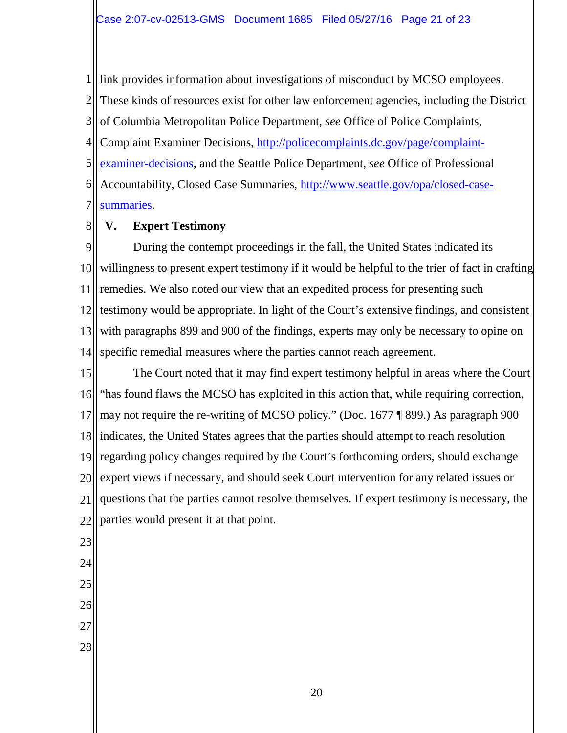link provides information about investigations of misconduct by MCSO employees. These kinds of resources exist for other law enforcement agencies, including the District of Columbia Metropolitan Police Department, *see* Office of Police Complaints, Complaint Examiner Decisions, [http://policecomplaints.dc.gov/page/complaint-examiner-decisions](http://policecomplaints.dc.gov/page/complaint-examiner-decisions), and the Seattle Police Department, *see* Office of Professional Accountability, Closed Case Summaries, [http://www.seattle.gov/opa/closed-case-summaries](http://www.seattle.gov/opa/closed-case-summaries).

## V. Expert Testimony

During the contempt proceedings in the fall, the United States indicated its willingness to present expert testimony if it would be helpful to the trier of fact in crafting remedies. We also noted our view that an expedited process for presenting such testimony would be appropriate. In light of the Court's extensive findings, and consistent with paragraphs 899 and 900 of the findings, experts may only be necessary to opine on specific remedial measures where the parties cannot reach agreement.

The Court noted that it may find expert testimony helpful in areas where the Court "has found flaws the MCSO has exploited in this action that, while requiring correction, may not require the re-writing of MCSO policy." (Doc. 1677 ¶ 899.) As paragraph 900 indicates, the United States agrees that the parties should attempt to reach resolution regarding policy changes required by the Court's forthcoming orders, should exchange expert views if necessary, and should seek Court intervention for any related issues or questions that the parties cannot resolve themselves. If expert testimony is necessary, the parties would present it at that point.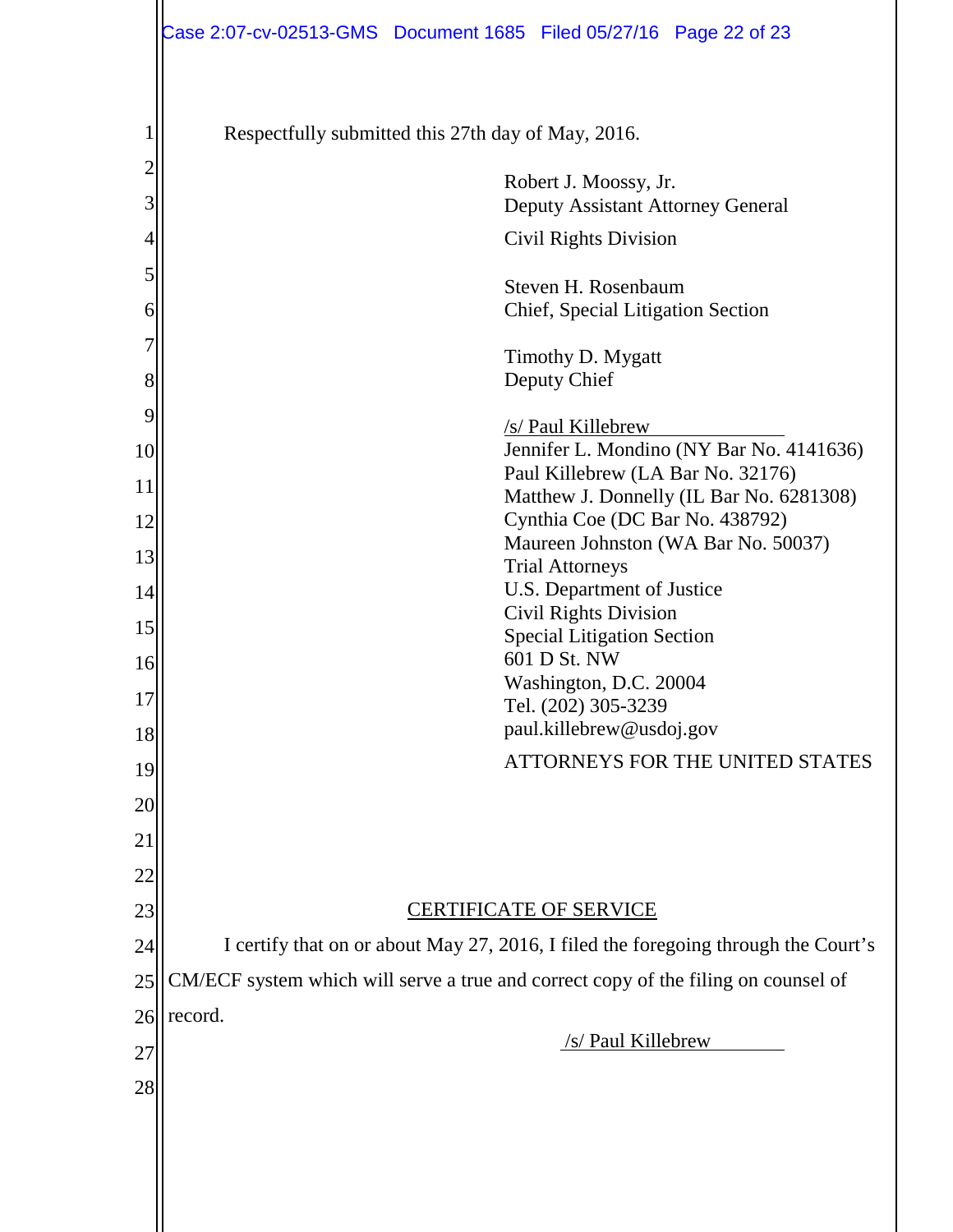Respectfully submitted this 27th day of May, 2016.

Robert J. Moossy, Jr.
Deputy Assistant Attorney General
Civil Rights Division

Steven H. Rosenbaum
Chief, Special Litigation Section

Timothy D. Mygatt
Deputy Chief

/s/ Paul Killebrew
Jennifer L. Mondino (NY Bar No. 4141636)
Paul Killebrew (LA Bar No. 32176)
Matthew J. Donnelly (IL Bar No. 6281308)
Cynthia Coe (DC Bar No. 438792)
Maureen Johnston (WA Bar No. 50037)
Trial Attorneys
U.S. Department of Justice
Civil Rights Division
Special Litigation Section
601 D St. NW
Washington, D.C. 20004
Tel. (202) 305-3239
paul.killebrew@usdoj.gov

ATTORNEYS FOR THE UNITED STATES

## CERTIFICATE OF SERVICE

I certify that on or about May 27, 2016, I filed the foregoing through the Court's CM/ECF system which will serve a true and correct copy of the filing on counsel of record.

/s/ Paul Killebrew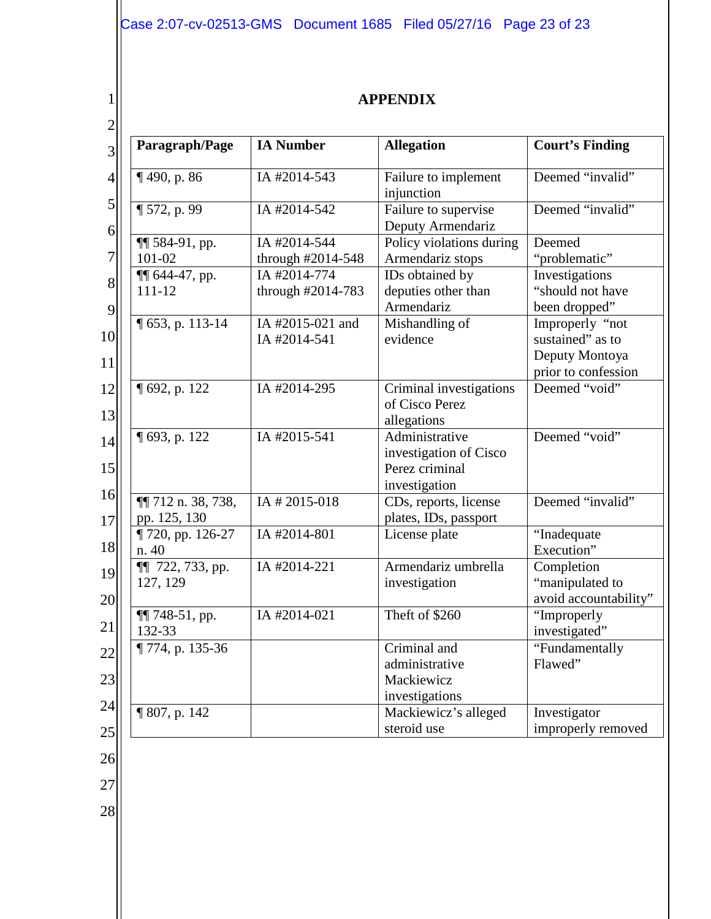# APPENDIX

| Paragraph/Page | IA Number | Allegation | Court's Finding |
|---|---|---|---|
| ¶ 490, p. 86 | IA #2014-543 | Failure to implement injunction | Deemed "invalid" |
| ¶ 572, p. 99 | IA #2014-542 | Failure to supervise Deputy Armendariz | Deemed "invalid" |
| ¶¶ 584-91, pp. 101-02 | IA #2014-544 through #2014-548 | Policy violations during Armendariz stops | Deemed "problematic" |
| ¶¶ 644-47, pp. 111-12 | IA #2014-774 through #2014-783 | IDs obtained by deputies other than Armendariz | Investigations "should not have been dropped" |
| ¶ 653, p. 113-14 | IA #2015-021 and IA #2014-541 | Mishandling of evidence | Improperly "not sustained" as to Deputy Montoya prior to confession |
| ¶ 692, p. 122 | IA #2014-295 | Criminal investigations of Cisco Perez allegations | Deemed "void" |
| ¶ 693, p. 122 | IA #2015-541 | Administrative investigation of Cisco Perez criminal investigation | Deemed "void" |
| ¶¶ 712 n. 38, 738, pp. 125, 130 | IA # 2015-018 | CDs, reports, license plates, IDs, passport | Deemed "invalid" |
| ¶ 720, pp. 126-27 n. 40 | IA #2014-801 | License plate | "Inadequate Execution" |
| ¶¶ 722, 733, pp. 127, 129 | IA #2014-221 | Armendariz umbrella investigation | Completion "manipulated to avoid accountability" |
| ¶¶ 748-51, pp. 132-33 | IA #2014-021 | Theft of $260 | "Improperly investigated" |
| ¶ 774, p. 135-36 | | Criminal and administrative Mackiewicz investigations | "Fundamentally Flawed" |
| ¶ 807, p. 142 | | Mackiewicz's alleged steroid use | Investigator improperly removed |